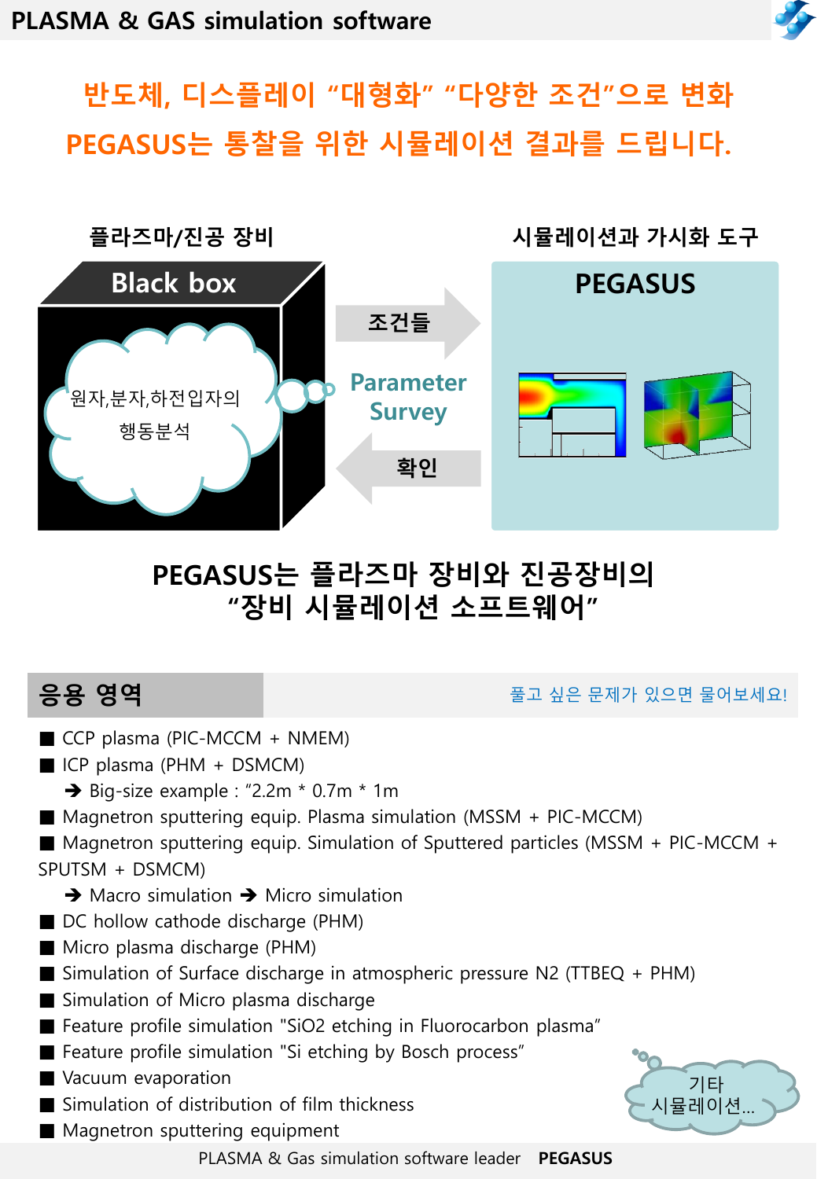# PLASMA & GAS simulation software

**반도체, 디스플레이 "대형화" "다양한 조건"으로 변화**
**PEGASUS는 통찰을 위한 시뮬레이션 결과를 드립니다.**

플라즈마/진공 장비

Black box

원자,분자,하전입자의 행동분석

조건들

Parameter Survey

확인

시뮬레이션과 가시화 도구

PEGASUS

**PEGASUS는 플라즈마 장비와 진공장비의 "장비 시뮬레이션 소프트웨어"**

## 응용 영역

풀고 싶은 문제가 있으면 물어보세요!

- CCP plasma (PIC-MCCM + NMEM)
- ICP plasma (PHM + DSMCM)
  - ➔ Big-size example : "2.2m * 0.7m * 1m
- Magnetron sputtering equip. Plasma simulation (MSSM + PIC-MCCM)
- Magnetron sputtering equip. Simulation of Sputtered particles (MSSM + PIC-MCCM + SPUTSM + DSMCM)
  - ➔ Macro simulation ➔ Micro simulation
- DC hollow cathode discharge (PHM)
- Micro plasma discharge (PHM)
- Simulation of Surface discharge in atmospheric pressure N2 (TTBEQ + PHM)
- Simulation of Micro plasma discharge
- Feature profile simulation "SiO2 etching in Fluorocarbon plasma"
- Feature profile simulation "Si etching by Bosch process"
- Vacuum evaporation
- Simulation of distribution of film thickness
- Magnetron sputtering equipment

기타 시뮬레이션…

PLASMA & Gas simulation software leader **PEGASUS**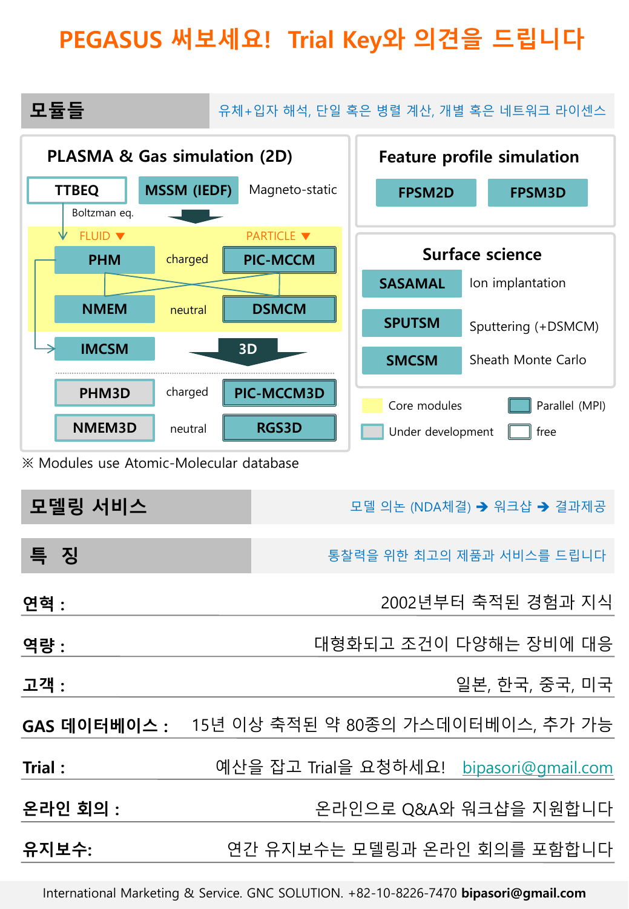# PEGASUS 써보세요! Trial Key와 의견을 드립니다

## 모듈들

유체+입자 해석, 단일 혹은 병렬 계산, 개별 혹은 네트워크 라이센스

### PLASMA & Gas simulation (2D)

TTBEQ

MSSM (IEDF)

Magneto-static

Boltzman eq.

FLUID ▼

PARTICLE ▼

PHM

charged

PIC-MCCM

NMEM

neutral

DSMCM

IMCSM

3D

PHM3D

charged

PIC-MCCM3D

NMEM3D

neutral

RGS3D

### Feature profile simulation

FPSM2D

FPSM3D

### Surface science

SASAMAL

Ion implantation

SPUTSM

Sputtering (+DSMCM)

SMCSM

Sheath Monte Carlo

Core modules

Parallel (MPI)

Under development

free

※ Modules use Atomic-Molecular database

## 모델링 서비스

모델 의논 (NDA체결) ➔ 워크샵 ➔ 결과제공

## 특 징

통찰력을 위한 최고의 제품과 서비스를 드립니다

**연혁 :** 2002년부터 축적된 경험과 지식

**역량 :** 대형화되고 조건이 다양해는 장비에 대응

**고객 :** 일본, 한국, 중국, 미국

**GAS 데이터베이스 :** 15년 이상 축적된 약 80종의 가스데이터베이스, 추가 가능

**Trial :** 예산을 잡고 Trial을 요청하세요! bipasori@gmail.com

**온라인 회의 :** 온라인으로 Q&A와 워크샵을 지원합니다

**유지보수:** 연간 유지보수는 모델링과 온라인 회의를 포함합니다

International Marketing & Service. GNC SOLUTION. +82-10-8226-7470 **bipasori@gmail.com**